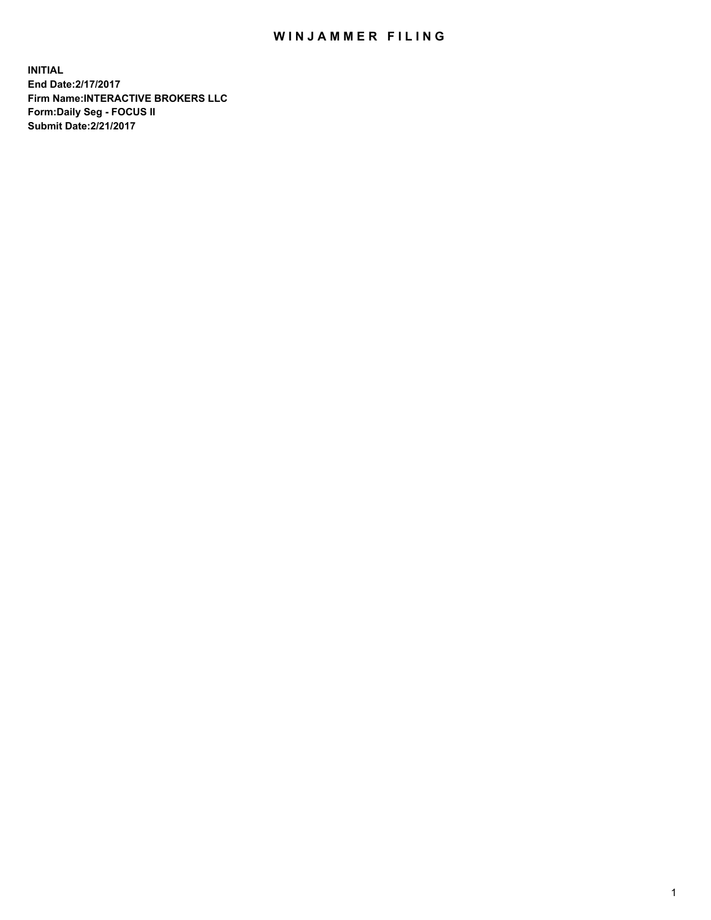# WINJAMMER FILING

**INITIAL**
**End Date:2/17/2017**
**Firm Name:INTERACTIVE BROKERS LLC**
**Form:Daily Seg - FOCUS II**
**Submit Date:2/21/2017**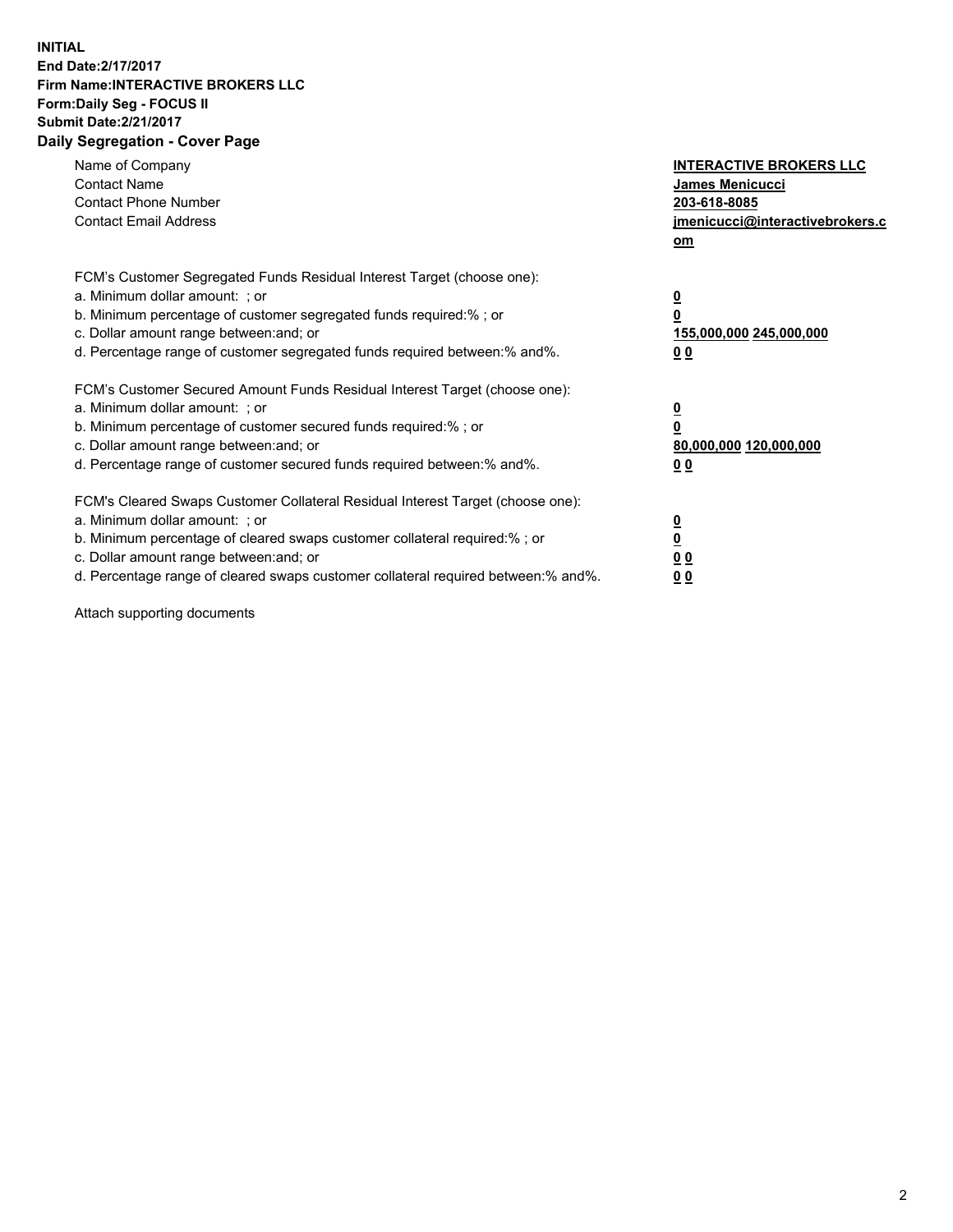**INITIAL**
**End Date:2/17/2017**
**Firm Name:INTERACTIVE BROKERS LLC**
**Form:Daily Seg - FOCUS II**
**Submit Date:2/21/2017**

## Daily Segregation - Cover Page

| | |
|---|---|
| Name of Company | **INTERACTIVE BROKERS LLC** |
| Contact Name | **James Menicucci** |
| Contact Phone Number | **203-618-8085** |
| Contact Email Address | **jmenicucci@interactivebrokers.com** |

FCM's Customer Segregated Funds Residual Interest Target (choose one):

| | |
|---|---|
| a. Minimum dollar amount: ; or | **0** |
| b. Minimum percentage of customer segregated funds required:% ; or | **0** |
| c. Dollar amount range between:and; or | **155,000,000 245,000,000** |
| d. Percentage range of customer segregated funds required between:% and%. | **0 0** |

FCM's Customer Secured Amount Funds Residual Interest Target (choose one):

| | |
|---|---|
| a. Minimum dollar amount: ; or | **0** |
| b. Minimum percentage of customer secured funds required:% ; or | **0** |
| c. Dollar amount range between:and; or | **80,000,000 120,000,000** |
| d. Percentage range of customer secured funds required between:% and%. | **0 0** |

FCM's Cleared Swaps Customer Collateral Residual Interest Target (choose one):

| | |
|---|---|
| a. Minimum dollar amount: ; or | **0** |
| b. Minimum percentage of cleared swaps customer collateral required:% ; or | **0** |
| c. Dollar amount range between:and; or | **0 0** |
| d. Percentage range of cleared swaps customer collateral required between:% and%. | **0 0** |

Attach supporting documents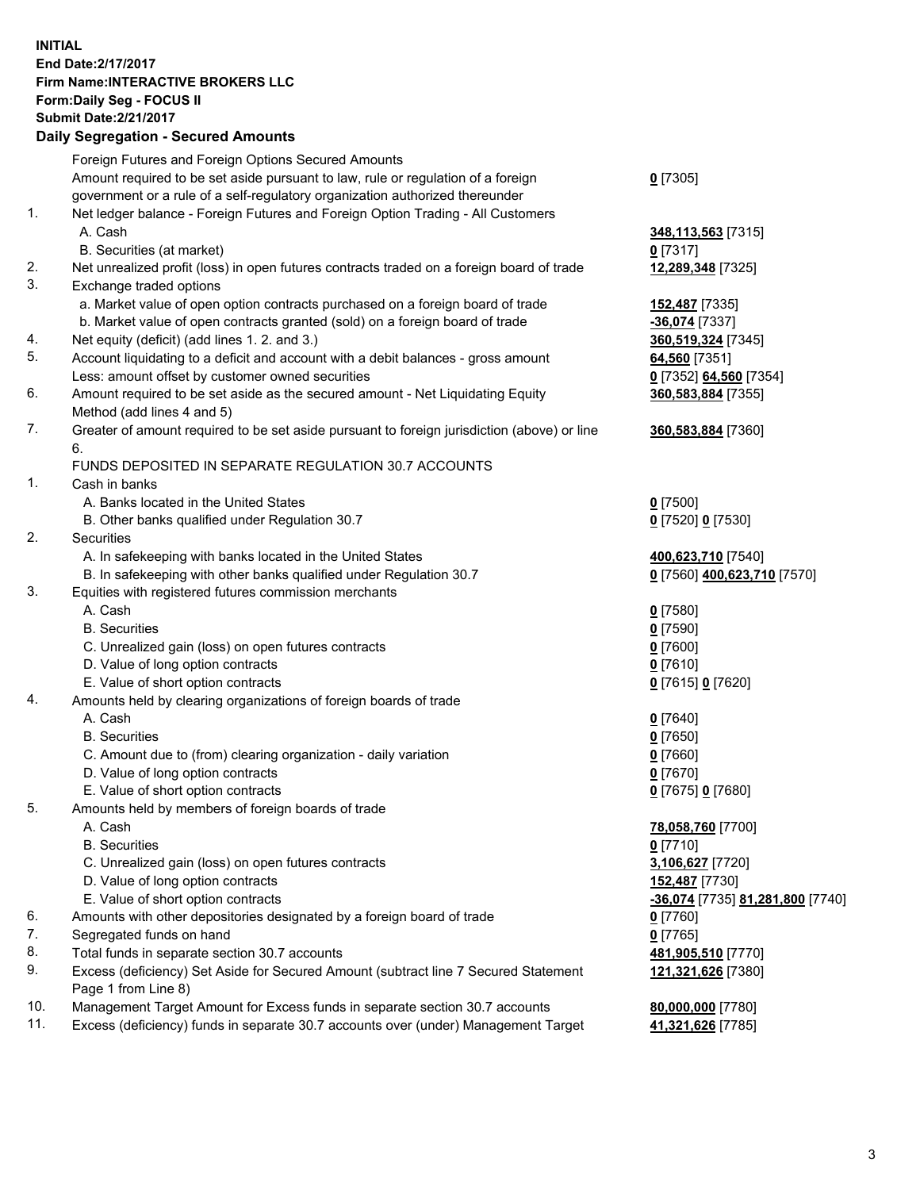**INITIAL**
**End Date:2/17/2017**
**Firm Name:INTERACTIVE BROKERS LLC**
**Form:Daily Seg - FOCUS II**
**Submit Date:2/21/2017**

## Daily Segregation - Secured Amounts

| | | |
|---|---|---|
| | Foreign Futures and Foreign Options Secured Amounts | |
| | Amount required to be set aside pursuant to law, rule or regulation of a foreign government or a rule of a self-regulatory organization authorized thereunder | **0** [7305] |
| 1. | Net ledger balance - Foreign Futures and Foreign Option Trading - All Customers | |
| | A. Cash | **348,113,563** [7315] |
| | B. Securities (at market) | **0** [7317] |
| 2. | Net unrealized profit (loss) in open futures contracts traded on a foreign board of trade | **12,289,348** [7325] |
| 3. | Exchange traded options | |
| | a. Market value of open option contracts purchased on a foreign board of trade | **152,487** [7335] |
| | b. Market value of open contracts granted (sold) on a foreign board of trade | **-36,074** [7337] |
| 4. | Net equity (deficit) (add lines 1. 2. and 3.) | **360,519,324** [7345] |
| 5. | Account liquidating to a deficit and account with a debit balances - gross amount | **64,560** [7351] |
| | Less: amount offset by customer owned securities | **0** [7352] **64,560** [7354] |
| 6. | Amount required to be set aside as the secured amount - Net Liquidating Equity Method (add lines 4 and 5) | **360,583,884** [7355] |
| 7. | Greater of amount required to be set aside pursuant to foreign jurisdiction (above) or line 6. | **360,583,884** [7360] |
| | FUNDS DEPOSITED IN SEPARATE REGULATION 30.7 ACCOUNTS | |
| 1. | Cash in banks | |
| | A. Banks located in the United States | **0** [7500] |
| | B. Other banks qualified under Regulation 30.7 | **0** [7520] **0** [7530] |
| 2. | Securities | |
| | A. In safekeeping with banks located in the United States | **400,623,710** [7540] |
| | B. In safekeeping with other banks qualified under Regulation 30.7 | **0** [7560] **400,623,710** [7570] |
| 3. | Equities with registered futures commission merchants | |
| | A. Cash | **0** [7580] |
| | B. Securities | **0** [7590] |
| | C. Unrealized gain (loss) on open futures contracts | **0** [7600] |
| | D. Value of long option contracts | **0** [7610] |
| | E. Value of short option contracts | **0** [7615] **0** [7620] |
| 4. | Amounts held by clearing organizations of foreign boards of trade | |
| | A. Cash | **0** [7640] |
| | B. Securities | **0** [7650] |
| | C. Amount due to (from) clearing organization - daily variation | **0** [7660] |
| | D. Value of long option contracts | **0** [7670] |
| | E. Value of short option contracts | **0** [7675] **0** [7680] |
| 5. | Amounts held by members of foreign boards of trade | |
| | A. Cash | **78,058,760** [7700] |
| | B. Securities | **0** [7710] |
| | C. Unrealized gain (loss) on open futures contracts | **3,106,627** [7720] |
| | D. Value of long option contracts | **152,487** [7730] |
| | E. Value of short option contracts | **-36,074** [7735] **81,281,800** [7740] |
| 6. | Amounts with other depositories designated by a foreign board of trade | **0** [7760] |
| 7. | Segregated funds on hand | **0** [7765] |
| 8. | Total funds in separate section 30.7 accounts | **481,905,510** [7770] |
| 9. | Excess (deficiency) Set Aside for Secured Amount (subtract line 7 Secured Statement Page 1 from Line 8) | **121,321,626** [7380] |
| 10. | Management Target Amount for Excess funds in separate section 30.7 accounts | **80,000,000** [7780] |
| 11. | Excess (deficiency) funds in separate 30.7 accounts over (under) Management Target | **41,321,626** [7785] |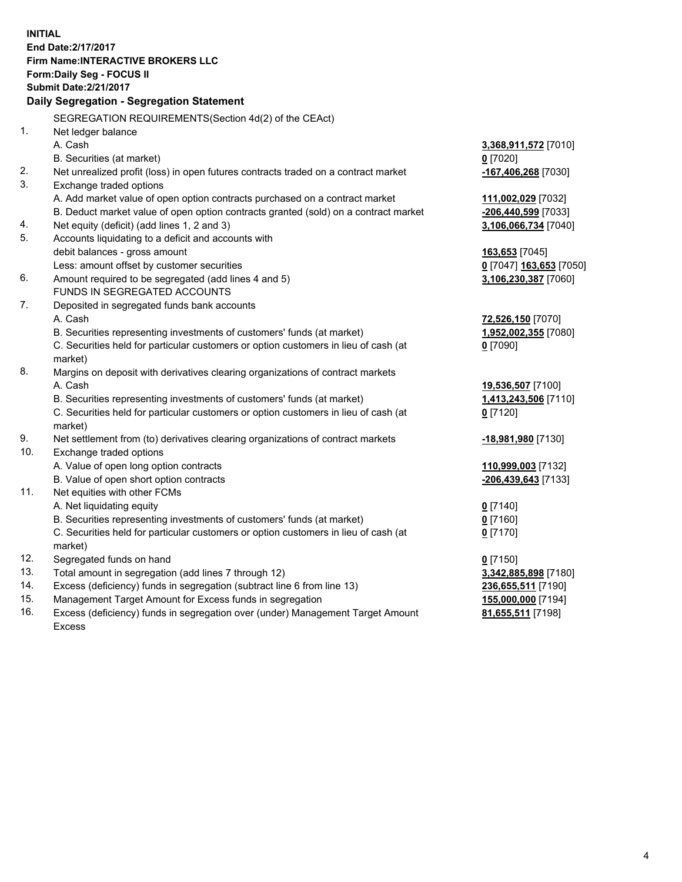**INITIAL**
**End Date:2/17/2017**
**Firm Name:INTERACTIVE BROKERS LLC**
**Form:Daily Seg - FOCUS II**
**Submit Date:2/21/2017**

**Daily Segregation - Segregation Statement**

SEGREGATION REQUIREMENTS(Section 4d(2) of the CEAct)

| | | |
|---|---|---|
| 1. | Net ledger balance | |
| | A. Cash | 3,368,911,572 [7010] |
| | B. Securities (at market) | 0 [7020] |
| 2. | Net unrealized profit (loss) in open futures contracts traded on a contract market | -167,406,268 [7030] |
| 3. | Exchange traded options | |
| | A. Add market value of open option contracts purchased on a contract market | 111,002,029 [7032] |
| | B. Deduct market value of open option contracts granted (sold) on a contract market | -206,440,599 [7033] |
| 4. | Net equity (deficit) (add lines 1, 2 and 3) | 3,106,066,734 [7040] |
| 5. | Accounts liquidating to a deficit and accounts with | |
| | debit balances - gross amount | 163,653 [7045] |
| | Less: amount offset by customer securities | 0 [7047] 163,653 [7050] |
| 6. | Amount required to be segregated (add lines 4 and 5) | 3,106,230,387 [7060] |
| | FUNDS IN SEGREGATED ACCOUNTS | |
| 7. | Deposited in segregated funds bank accounts | |
| | A. Cash | 72,526,150 [7070] |
| | B. Securities representing investments of customers' funds (at market) | 1,952,002,355 [7080] |
| | C. Securities held for particular customers or option customers in lieu of cash (at market) | 0 [7090] |
| 8. | Margins on deposit with derivatives clearing organizations of contract markets | |
| | A. Cash | 19,536,507 [7100] |
| | B. Securities representing investments of customers' funds (at market) | 1,413,243,506 [7110] |
| | C. Securities held for particular customers or option customers in lieu of cash (at market) | 0 [7120] |
| 9. | Net settlement from (to) derivatives clearing organizations of contract markets | -18,981,980 [7130] |
| 10. | Exchange traded options | |
| | A. Value of open long option contracts | 110,999,003 [7132] |
| | B. Value of open short option contracts | -206,439,643 [7133] |
| 11. | Net equities with other FCMs | |
| | A. Net liquidating equity | 0 [7140] |
| | B. Securities representing investments of customers' funds (at market) | 0 [7160] |
| | C. Securities held for particular customers or option customers in lieu of cash (at market) | 0 [7170] |
| 12. | Segregated funds on hand | 0 [7150] |
| 13. | Total amount in segregation (add lines 7 through 12) | 3,342,885,898 [7180] |
| 14. | Excess (deficiency) funds in segregation (subtract line 6 from line 13) | 236,655,511 [7190] |
| 15. | Management Target Amount for Excess funds in segregation | 155,000,000 [7194] |
| 16. | Excess (deficiency) funds in segregation over (under) Management Target Amount Excess | 81,655,511 [7198] |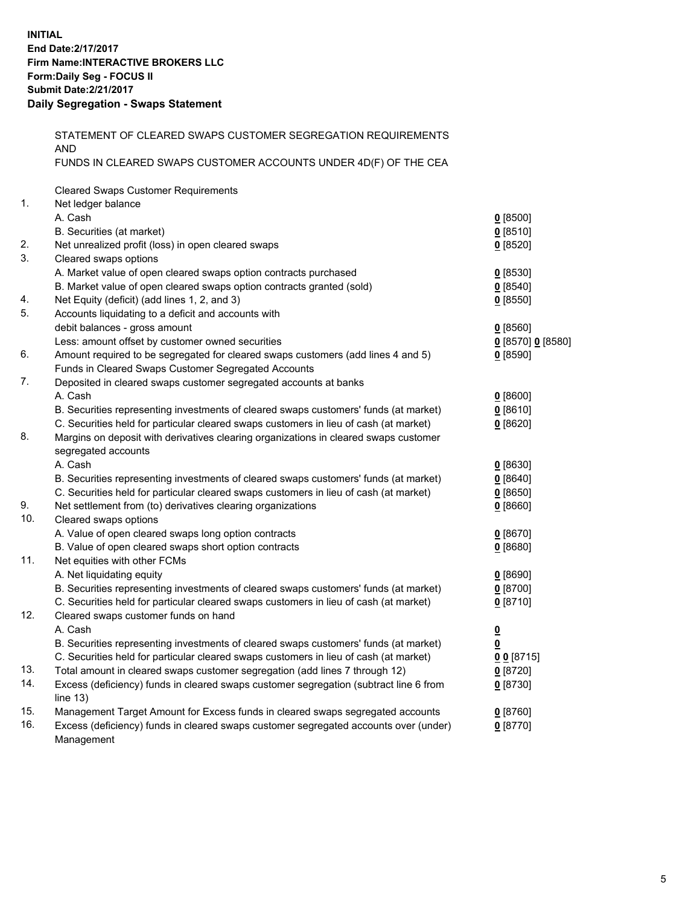**INITIAL**
**End Date:2/17/2017**
**Firm Name:INTERACTIVE BROKERS LLC**
**Form:Daily Seg - FOCUS II**
**Submit Date:2/21/2017**
**Daily Segregation - Swaps Statement**

STATEMENT OF CLEARED SWAPS CUSTOMER SEGREGATION REQUIREMENTS AND FUNDS IN CLEARED SWAPS CUSTOMER ACCOUNTS UNDER 4D(F) OF THE CEA

| | | |
|---|---|---|
| | Cleared Swaps Customer Requirements | |
| 1. | Net ledger balance | |
| | A. Cash | 0 [8500] |
| | B. Securities (at market) | 0 [8510] |
| 2. | Net unrealized profit (loss) in open cleared swaps | 0 [8520] |
| 3. | Cleared swaps options | |
| | A. Market value of open cleared swaps option contracts purchased | 0 [8530] |
| | B. Market value of open cleared swaps option contracts granted (sold) | 0 [8540] |
| 4. | Net Equity (deficit) (add lines 1, 2, and 3) | 0 [8550] |
| 5. | Accounts liquidating to a deficit and accounts with debit balances - gross amount | 0 [8560] |
| | Less: amount offset by customer owned securities | 0 [8570] 0 [8580] |
| 6. | Amount required to be segregated for cleared swaps customers (add lines 4 and 5) | 0 [8590] |
| | Funds in Cleared Swaps Customer Segregated Accounts | |
| 7. | Deposited in cleared swaps customer segregated accounts at banks | |
| | A. Cash | 0 [8600] |
| | B. Securities representing investments of cleared swaps customers' funds (at market) | 0 [8610] |
| | C. Securities held for particular cleared swaps customers in lieu of cash (at market) | 0 [8620] |
| 8. | Margins on deposit with derivatives clearing organizations in cleared swaps customer segregated accounts | |
| | A. Cash | 0 [8630] |
| | B. Securities representing investments of cleared swaps customers' funds (at market) | 0 [8640] |
| | C. Securities held for particular cleared swaps customers in lieu of cash (at market) | 0 [8650] |
| 9. | Net settlement from (to) derivatives clearing organizations | 0 [8660] |
| 10. | Cleared swaps options | |
| | A. Value of open cleared swaps long option contracts | 0 [8670] |
| | B. Value of open cleared swaps short option contracts | 0 [8680] |
| 11. | Net equities with other FCMs | |
| | A. Net liquidating equity | 0 [8690] |
| | B. Securities representing investments of cleared swaps customers' funds (at market) | 0 [8700] |
| | C. Securities held for particular cleared swaps customers in lieu of cash (at market) | 0 [8710] |
| 12. | Cleared swaps customer funds on hand | |
| | A. Cash | 0 |
| | B. Securities representing investments of cleared swaps customers' funds (at market) | 0 |
| | C. Securities held for particular cleared swaps customers in lieu of cash (at market) | 0 0 [8715] |
| 13. | Total amount in cleared swaps customer segregation (add lines 7 through 12) | 0 [8720] |
| 14. | Excess (deficiency) funds in cleared swaps customer segregation (subtract line 6 from line 13) | 0 [8730] |
| 15. | Management Target Amount for Excess funds in cleared swaps segregated accounts | 0 [8760] |
| 16. | Excess (deficiency) funds in cleared swaps customer segregated accounts over (under) Management | 0 [8770] |